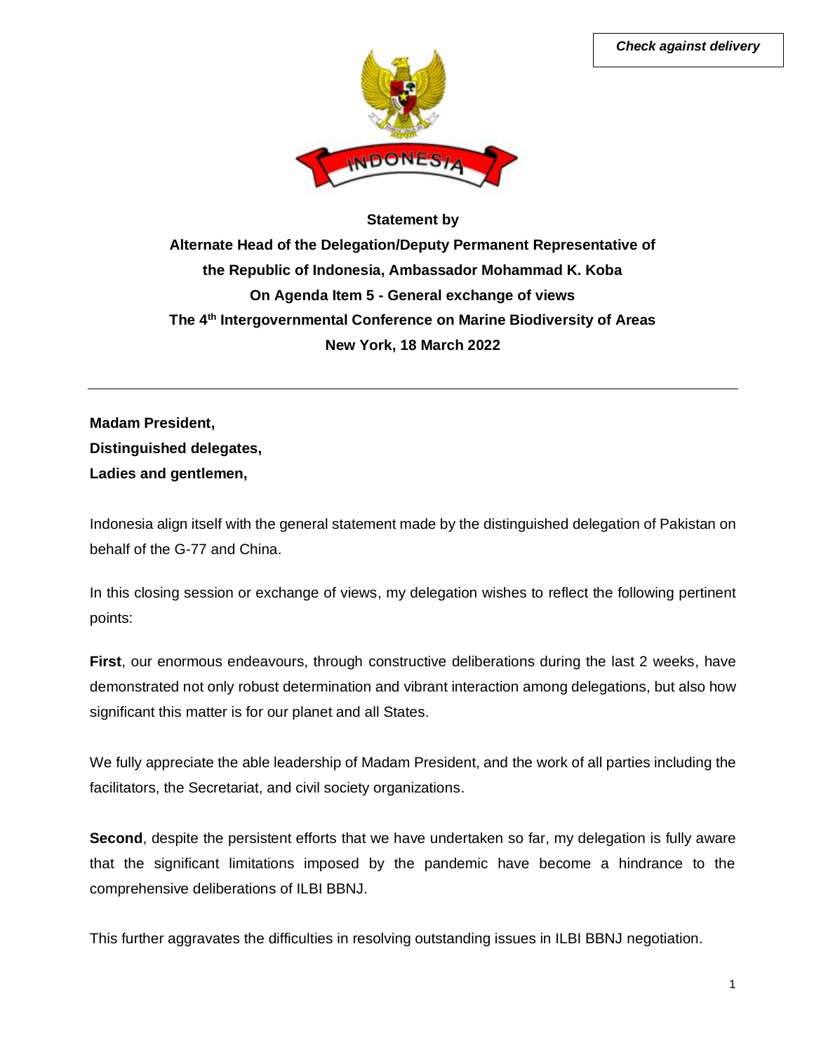*Check against delivery*

**Statement by**
**Alternate Head of the Delegation/Deputy Permanent Representative of the Republic of Indonesia, Ambassador Mohammad K. Koba**
**On Agenda Item 5 - General exchange of views**
**The 4th Intergovernmental Conference on Marine Biodiversity of Areas**
**New York, 18 March 2022**

---

**Madam President,**
**Distinguished delegates,**
**Ladies and gentlemen,**

Indonesia align itself with the general statement made by the distinguished delegation of Pakistan on behalf of the G-77 and China.

In this closing session or exchange of views, my delegation wishes to reflect the following pertinent points:

**First**, our enormous endeavours, through constructive deliberations during the last 2 weeks, have demonstrated not only robust determination and vibrant interaction among delegations, but also how significant this matter is for our planet and all States.

We fully appreciate the able leadership of Madam President, and the work of all parties including the facilitators, the Secretariat, and civil society organizations.

**Second**, despite the persistent efforts that we have undertaken so far, my delegation is fully aware that the significant limitations imposed by the pandemic have become a hindrance to the comprehensive deliberations of ILBI BBNJ.

This further aggravates the difficulties in resolving outstanding issues in ILBI BBNJ negotiation.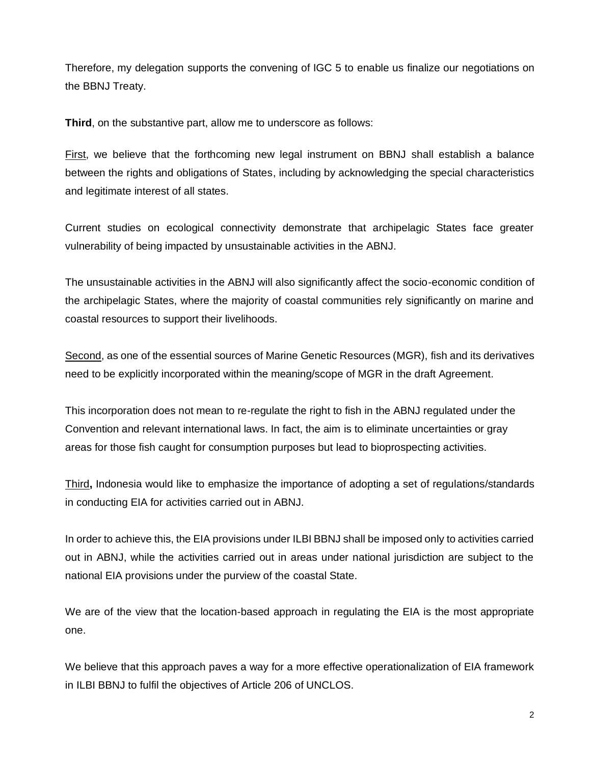Therefore, my delegation supports the convening of IGC 5 to enable us finalize our negotiations on the BBNJ Treaty.

**Third**, on the substantive part, allow me to underscore as follows:

<u>First</u>, we believe that the forthcoming new legal instrument on BBNJ shall establish a balance between the rights and obligations of States, including by acknowledging the special characteristics and legitimate interest of all states.

Current studies on ecological connectivity demonstrate that archipelagic States face greater vulnerability of being impacted by unsustainable activities in the ABNJ.

The unsustainable activities in the ABNJ will also significantly affect the socio-economic condition of the archipelagic States, where the majority of coastal communities rely significantly on marine and coastal resources to support their livelihoods.

<u>Second</u>, as one of the essential sources of Marine Genetic Resources (MGR), fish and its derivatives need to be explicitly incorporated within the meaning/scope of MGR in the draft Agreement.

This incorporation does not mean to re-regulate the right to fish in the ABNJ regulated under the Convention and relevant international laws. In fact, the aim is to eliminate uncertainties or gray areas for those fish caught for consumption purposes but lead to bioprospecting activities.

<u>Third</u>**,** Indonesia would like to emphasize the importance of adopting a set of regulations/standards in conducting EIA for activities carried out in ABNJ.

In order to achieve this, the EIA provisions under ILBI BBNJ shall be imposed only to activities carried out in ABNJ, while the activities carried out in areas under national jurisdiction are subject to the national EIA provisions under the purview of the coastal State.

We are of the view that the location-based approach in regulating the EIA is the most appropriate one.

We believe that this approach paves a way for a more effective operationalization of EIA framework in ILBI BBNJ to fulfil the objectives of Article 206 of UNCLOS.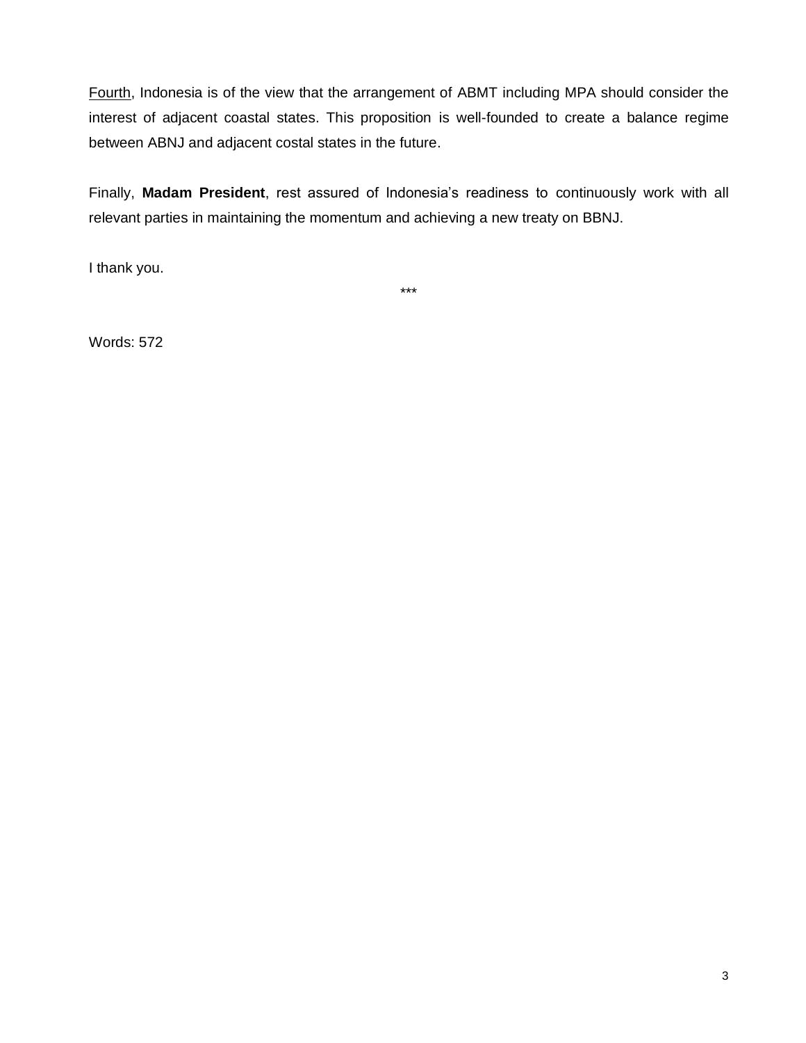<u>Fourth</u>, Indonesia is of the view that the arrangement of ABMT including MPA should consider the interest of adjacent coastal states. This proposition is well-founded to create a balance regime between ABNJ and adjacent costal states in the future.

Finally, **Madam President**, rest assured of Indonesia's readiness to continuously work with all relevant parties in maintaining the momentum and achieving a new treaty on BBNJ.

I thank you.

***

Words: 572